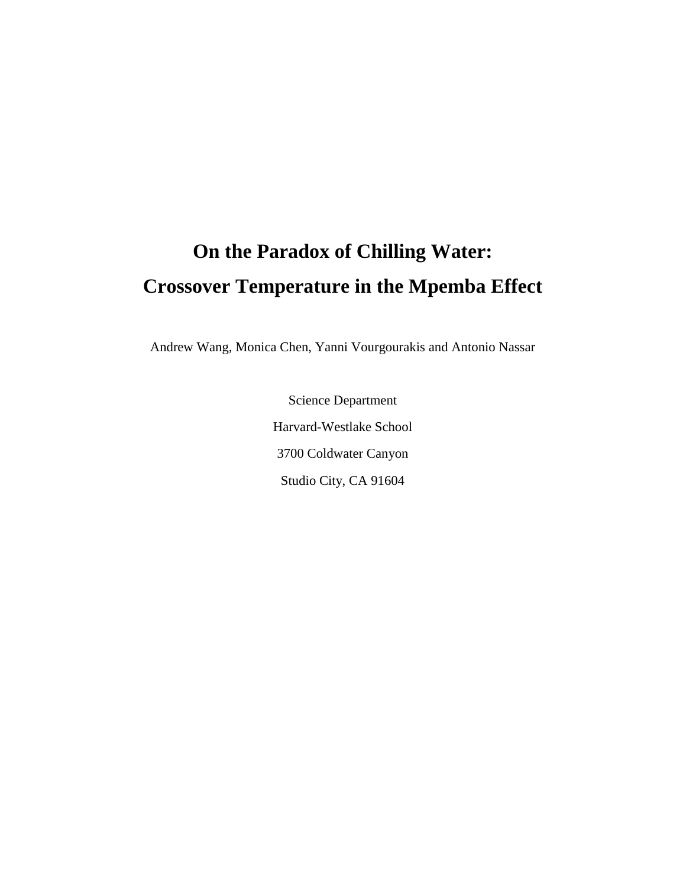# On the Paradox of Chilling Water:
# Crossover Temperature in the Mpemba Effect

Andrew Wang, Monica Chen, Yanni Vourgourakis and Antonio Nassar

Science Department

Harvard-Westlake School

3700 Coldwater Canyon

Studio City, CA 91604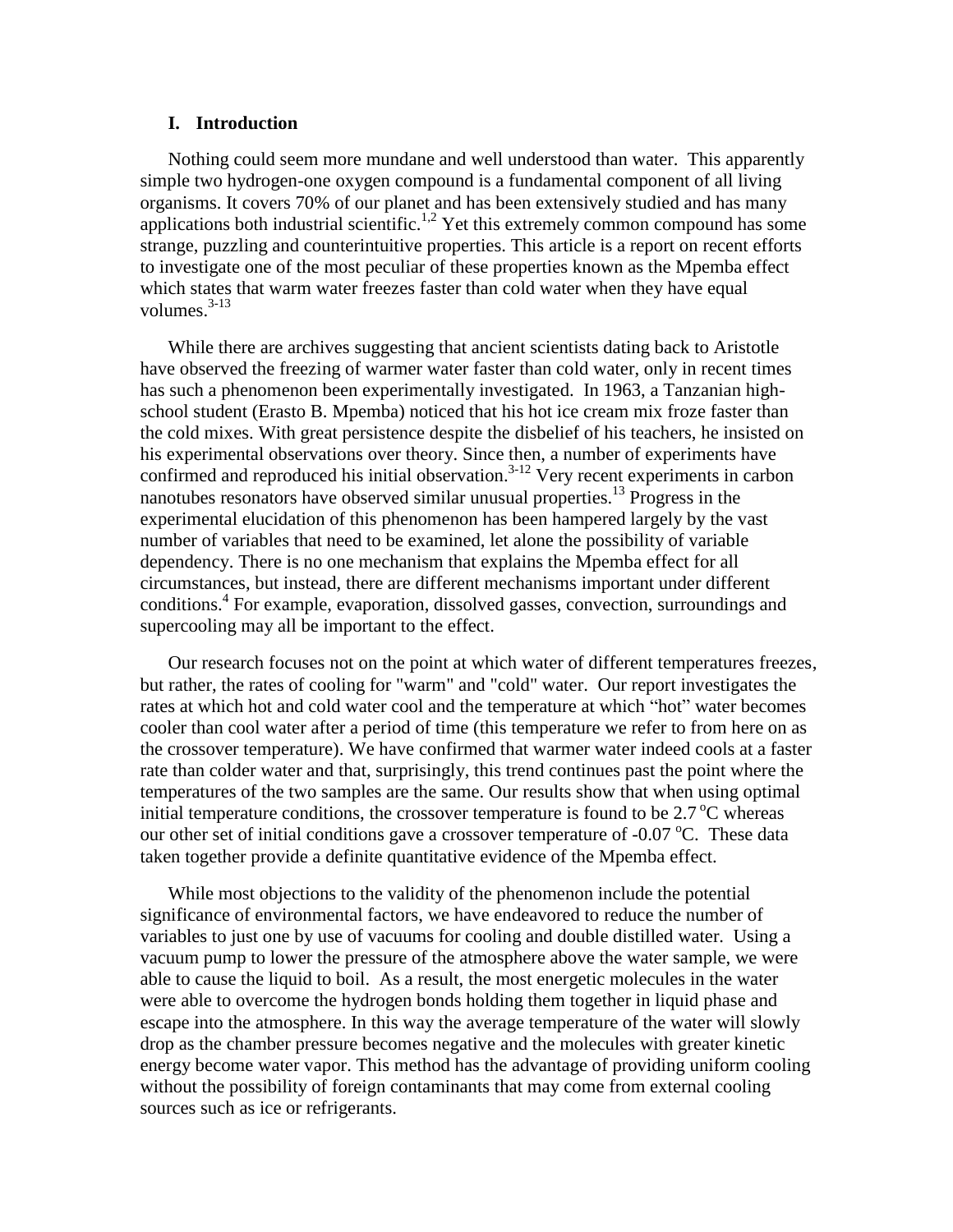## I. Introduction

Nothing could seem more mundane and well understood than water. This apparently simple two hydrogen-one oxygen compound is a fundamental component of all living organisms. It covers 70% of our planet and has been extensively studied and has many applications both industrial scientific.[1,2] Yet this extremely common compound has some strange, puzzling and counterintuitive properties. This article is a report on recent efforts to investigate one of the most peculiar of these properties known as the Mpemba effect which states that warm water freezes faster than cold water when they have equal volumes.[3-13]

While there are archives suggesting that ancient scientists dating back to Aristotle have observed the freezing of warmer water faster than cold water, only in recent times has such a phenomenon been experimentally investigated. In 1963, a Tanzanian high-school student (Erasto B. Mpemba) noticed that his hot ice cream mix froze faster than the cold mixes. With great persistence despite the disbelief of his teachers, he insisted on his experimental observations over theory. Since then, a number of experiments have confirmed and reproduced his initial observation.[3-12] Very recent experiments in carbon nanotubes resonators have observed similar unusual properties.[13] Progress in the experimental elucidation of this phenomenon has been hampered largely by the vast number of variables that need to be examined, let alone the possibility of variable dependency. There is no one mechanism that explains the Mpemba effect for all circumstances, but instead, there are different mechanisms important under different conditions.[4] For example, evaporation, dissolved gasses, convection, surroundings and supercooling may all be important to the effect.

Our research focuses not on the point at which water of different temperatures freezes, but rather, the rates of cooling for "warm" and "cold" water. Our report investigates the rates at which hot and cold water cool and the temperature at which "hot" water becomes cooler than cool water after a period of time (this temperature we refer to from here on as the crossover temperature). We have confirmed that warmer water indeed cools at a faster rate than colder water and that, surprisingly, this trend continues past the point where the temperatures of the two samples are the same. Our results show that when using optimal initial temperature conditions, the crossover temperature is found to be 2.7 $^{o}$C whereas our other set of initial conditions gave a crossover temperature of -0.07 $^{o}$C. These data taken together provide a definite quantitative evidence of the Mpemba effect.

While most objections to the validity of the phenomenon include the potential significance of environmental factors, we have endeavored to reduce the number of variables to just one by use of vacuums for cooling and double distilled water. Using a vacuum pump to lower the pressure of the atmosphere above the water sample, we were able to cause the liquid to boil. As a result, the most energetic molecules in the water were able to overcome the hydrogen bonds holding them together in liquid phase and escape into the atmosphere. In this way the average temperature of the water will slowly drop as the chamber pressure becomes negative and the molecules with greater kinetic energy become water vapor. This method has the advantage of providing uniform cooling without the possibility of foreign contaminants that may come from external cooling sources such as ice or refrigerants.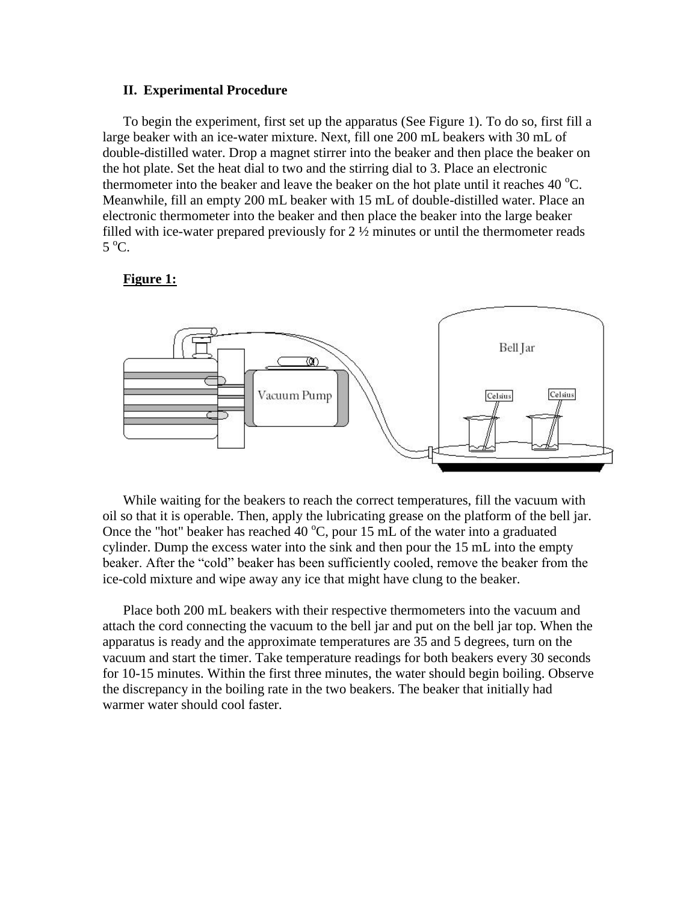## II. Experimental Procedure

To begin the experiment, first set up the apparatus (See Figure 1). To do so, first fill a large beaker with an ice-water mixture. Next, fill one 200 mL beakers with 30 mL of double-distilled water. Drop a magnet stirrer into the beaker and then place the beaker on the hot plate. Set the heat dial to two and the stirring dial to 3. Place an electronic thermometer into the beaker and leave the beaker on the hot plate until it reaches 40 $^{o}$C. Meanwhile, fill an empty 200 mL beaker with 15 mL of double-distilled water. Place an electronic thermometer into the beaker and then place the beaker into the large beaker filled with ice-water prepared previously for 2 ½ minutes or until the thermometer reads 5 $^{o}$C.

**Figure 1:**

While waiting for the beakers to reach the correct temperatures, fill the vacuum with oil so that it is operable. Then, apply the lubricating grease on the platform of the bell jar. Once the "hot" beaker has reached 40 $^{o}$C, pour 15 mL of the water into a graduated cylinder. Dump the excess water into the sink and then pour the 15 mL into the empty beaker. After the "cold" beaker has been sufficiently cooled, remove the beaker from the ice-cold mixture and wipe away any ice that might have clung to the beaker.

Place both 200 mL beakers with their respective thermometers into the vacuum and attach the cord connecting the vacuum to the bell jar and put on the bell jar top. When the apparatus is ready and the approximate temperatures are 35 and 5 degrees, turn on the vacuum and start the timer. Take temperature readings for both beakers every 30 seconds for 10-15 minutes. Within the first three minutes, the water should begin boiling. Observe the discrepancy in the boiling rate in the two beakers. The beaker that initially had warmer water should cool faster.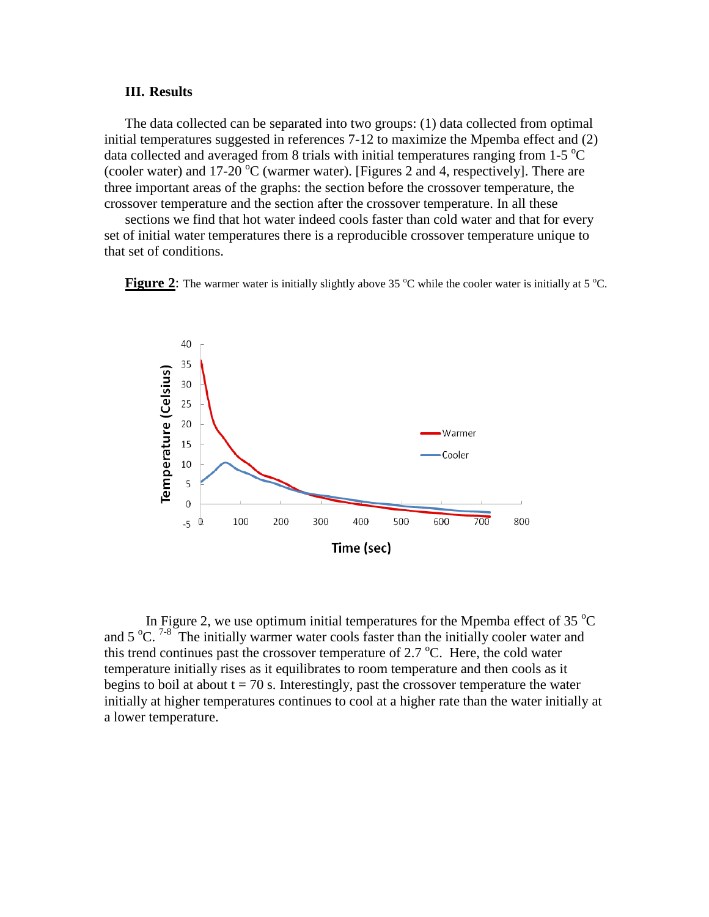### III. Results

The data collected can be separated into two groups: (1) data collected from optimal initial temperatures suggested in references 7-12 to maximize the Mpemba effect and (2) data collected and averaged from 8 trials with initial temperatures ranging from 1-5 °C (cooler water) and 17-20 °C (warmer water). [Figures 2 and 4, respectively]. There are three important areas of the graphs: the section before the crossover temperature, the crossover temperature and the section after the crossover temperature. In all these sections we find that hot water indeed cools faster than cold water and that for every set of initial water temperatures there is a reproducible crossover temperature unique to that set of conditions.

**Figure 2**: The warmer water is initially slightly above 35 °C while the cooler water is initially at 5 °C.

In Figure 2, we use optimum initial temperatures for the Mpemba effect of 35 °C and 5 °C.[7-8] The initially warmer water cools faster than the initially cooler water and this trend continues past the crossover temperature of 2.7 °C. Here, the cold water temperature initially rises as it equilibrates to room temperature and then cools as it begins to boil at about t = 70 s. Interestingly, past the crossover temperature the water initially at higher temperatures continues to cool at a higher rate than the water initially at a lower temperature.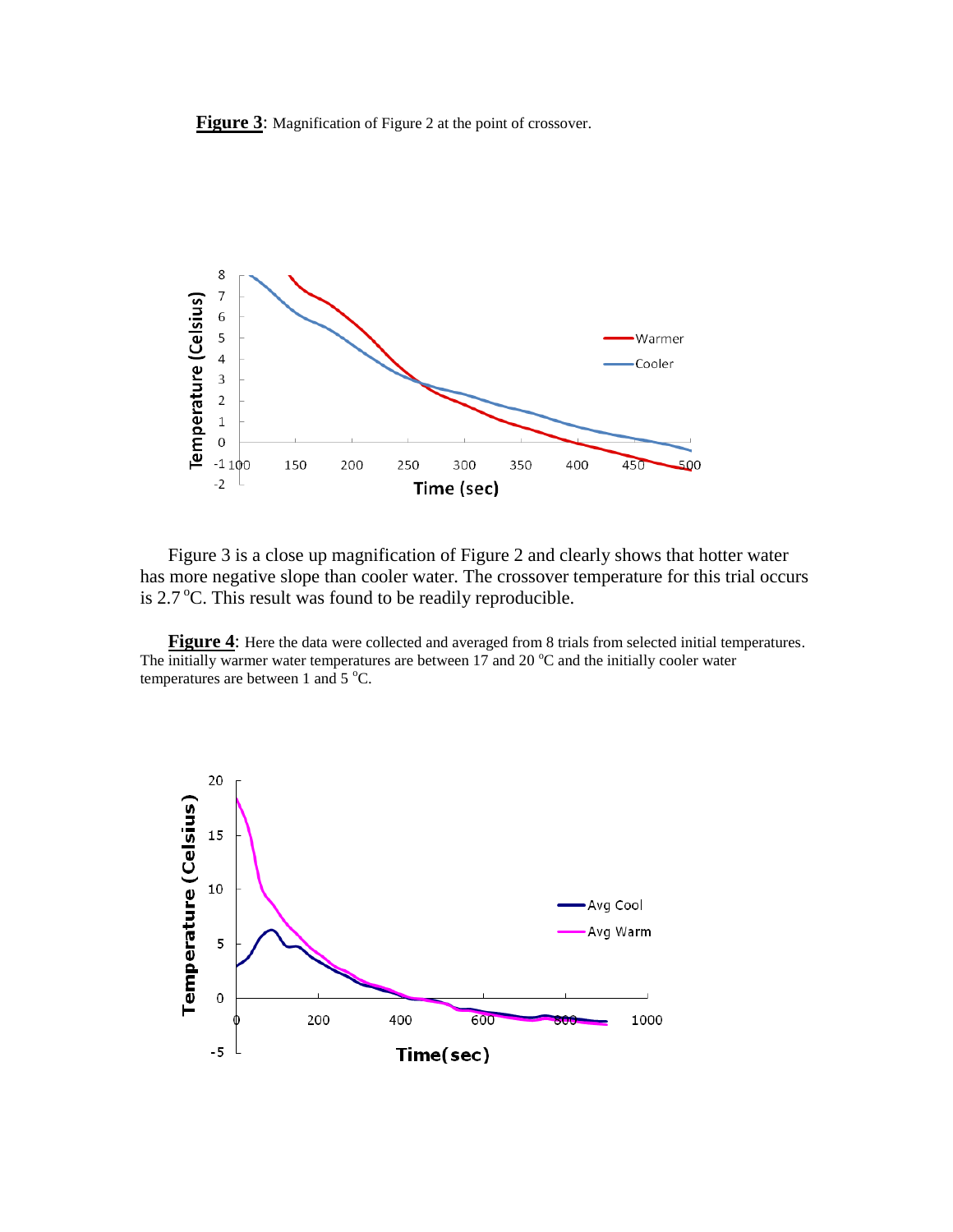**Figure 3**: Magnification of Figure 2 at the point of crossover.

Figure 3 is a close up magnification of Figure 2 and clearly shows that hotter water has more negative slope than cooler water. The crossover temperature for this trial occurs is 2.7 °C. This result was found to be readily reproducible.

**Figure 4**: Here the data were collected and averaged from 8 trials from selected initial temperatures. The initially warmer water temperatures are between 17 and 20 °C and the initially cooler water temperatures are between 1 and 5 °C.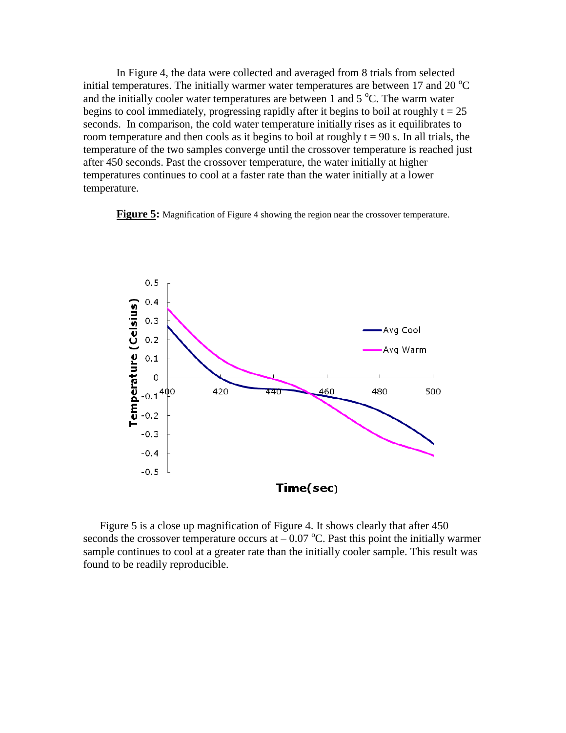In Figure 4, the data were collected and averaged from 8 trials from selected initial temperatures. The initially warmer water temperatures are between 17 and 20 °C and the initially cooler water temperatures are between 1 and 5 °C. The warm water begins to cool immediately, progressing rapidly after it begins to boil at roughly $t = 25$ seconds. In comparison, the cold water temperature initially rises as it equilibrates to room temperature and then cools as it begins to boil at roughly $t = 90$ s. In all trials, the temperature of the two samples converge until the crossover temperature is reached just after 450 seconds. Past the crossover temperature, the water initially at higher temperatures continues to cool at a faster rate than the water initially at a lower temperature.

**Figure 5:** Magnification of Figure 4 showing the region near the crossover temperature.

Figure 5 is a close up magnification of Figure 4. It shows clearly that after 450 seconds the crossover temperature occurs at – 0.07 °C. Past this point the initially warmer sample continues to cool at a greater rate than the initially cooler sample. This result was found to be readily reproducible.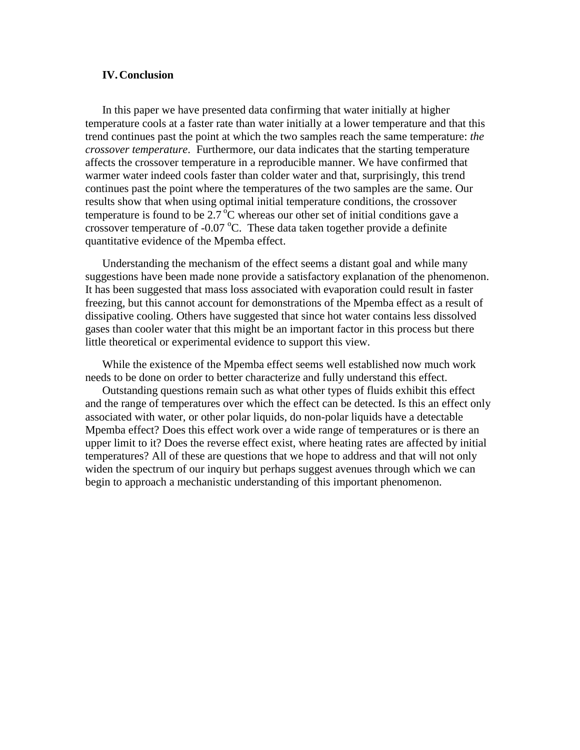## IV. Conclusion

In this paper we have presented data confirming that water initially at higher temperature cools at a faster rate than water initially at a lower temperature and that this trend continues past the point at which the two samples reach the same temperature: *the crossover temperature*. Furthermore, our data indicates that the starting temperature affects the crossover temperature in a reproducible manner. We have confirmed that warmer water indeed cools faster than colder water and that, surprisingly, this trend continues past the point where the temperatures of the two samples are the same. Our results show that when using optimal initial temperature conditions, the crossover temperature is found to be 2.7 $^{o}$C whereas our other set of initial conditions gave a crossover temperature of -0.07 $^{o}$C. These data taken together provide a definite quantitative evidence of the Mpemba effect.

Understanding the mechanism of the effect seems a distant goal and while many suggestions have been made none provide a satisfactory explanation of the phenomenon. It has been suggested that mass loss associated with evaporation could result in faster freezing, but this cannot account for demonstrations of the Mpemba effect as a result of dissipative cooling. Others have suggested that since hot water contains less dissolved gases than cooler water that this might be an important factor in this process but there little theoretical or experimental evidence to support this view.

While the existence of the Mpemba effect seems well established now much work needs to be done on order to better characterize and fully understand this effect.

Outstanding questions remain such as what other types of fluids exhibit this effect and the range of temperatures over which the effect can be detected. Is this an effect only associated with water, or other polar liquids, do non-polar liquids have a detectable Mpemba effect? Does this effect work over a wide range of temperatures or is there an upper limit to it? Does the reverse effect exist, where heating rates are affected by initial temperatures? All of these are questions that we hope to address and that will not only widen the spectrum of our inquiry but perhaps suggest avenues through which we can begin to approach a mechanistic understanding of this important phenomenon.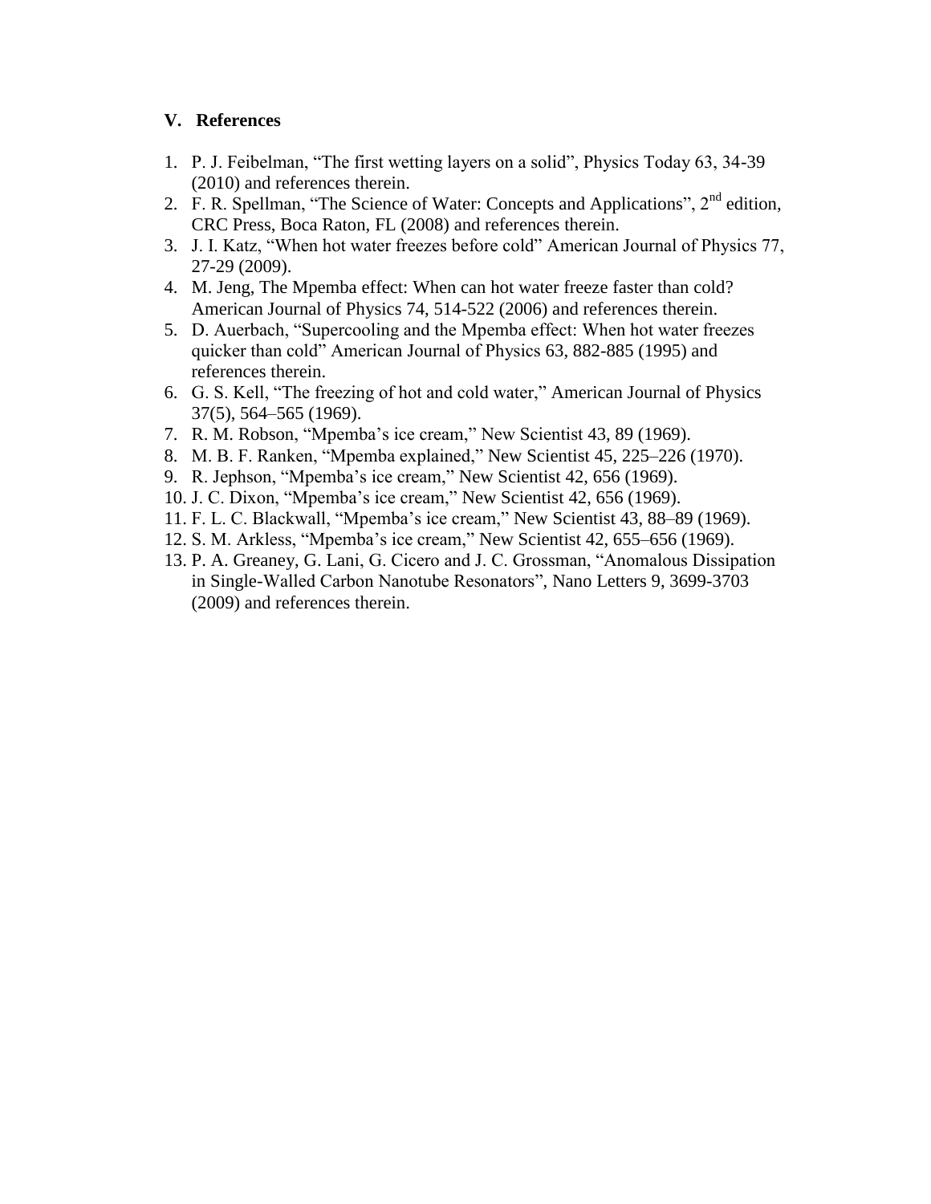## V. References

1. P. J. Feibelman, "The first wetting layers on a solid", Physics Today 63, 34-39 (2010) and references therein.
2. F. R. Spellman, "The Science of Water: Concepts and Applications", 2nd edition, CRC Press, Boca Raton, FL (2008) and references therein.
3. J. I. Katz, "When hot water freezes before cold" American Journal of Physics 77, 27-29 (2009).
4. M. Jeng, The Mpemba effect: When can hot water freeze faster than cold? American Journal of Physics 74, 514-522 (2006) and references therein.
5. D. Auerbach, "Supercooling and the Mpemba effect: When hot water freezes quicker than cold" American Journal of Physics 63, 882-885 (1995) and references therein.
6. G. S. Kell, "The freezing of hot and cold water," American Journal of Physics 37(5), 564–565 (1969).
7. R. M. Robson, "Mpemba's ice cream," New Scientist 43, 89 (1969).
8. M. B. F. Ranken, "Mpemba explained," New Scientist 45, 225–226 (1970).
9. R. Jephson, "Mpemba's ice cream," New Scientist 42, 656 (1969).
10. J. C. Dixon, "Mpemba's ice cream," New Scientist 42, 656 (1969).
11. F. L. C. Blackwall, "Mpemba's ice cream," New Scientist 43, 88–89 (1969).
12. S. M. Arkless, "Mpemba's ice cream," New Scientist 42, 655–656 (1969).
13. P. A. Greaney, G. Lani, G. Cicero and J. C. Grossman, "Anomalous Dissipation in Single-Walled Carbon Nanotube Resonators", Nano Letters 9, 3699-3703 (2009) and references therein.